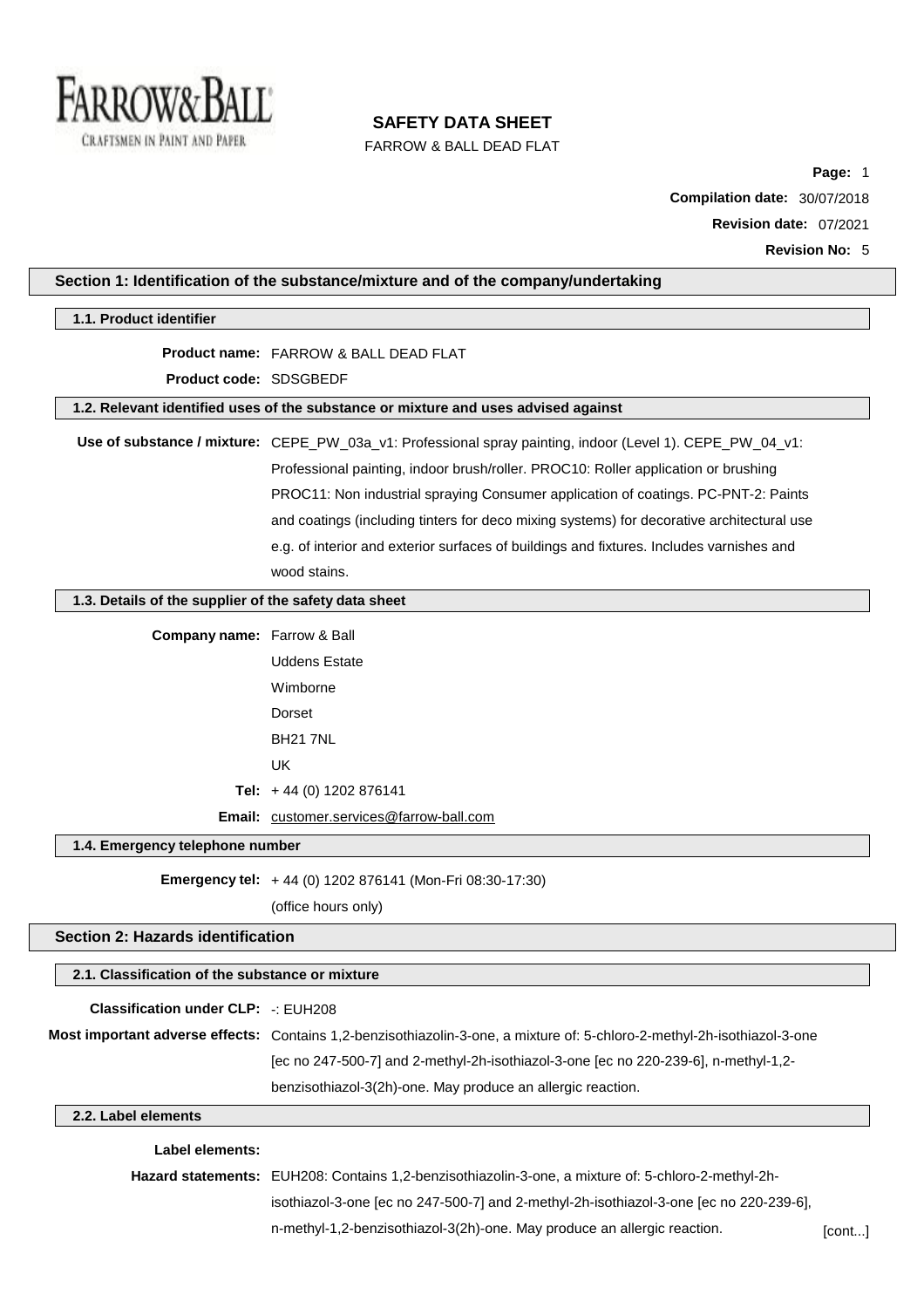# SAFETY DATA SHEET

FARROW & BALL DEAD FLAT

**Compilation date:** 30/07/2018

**Revision date:** 07/2021

**Revision No:** 5

## Section 1: Identification of the substance/mixture and of the company/undertaking

### 1.1. Product identifier

**Product name:** FARROW & BALL DEAD FLAT

**Product code:** SDSGBEDF

### 1.2. Relevant identified uses of the substance or mixture and uses advised against

**Use of substance / mixture:** CEPE_PW_03a_v1: Professional spray painting, indoor (Level 1). CEPE_PW_04_v1: Professional painting, indoor brush/roller. PROC10: Roller application or brushing PROC11: Non industrial spraying Consumer application of coatings. PC-PNT-2: Paints and coatings (including tinters for deco mixing systems) for decorative architectural use e.g. of interior and exterior surfaces of buildings and fixtures. Includes varnishes and wood stains.

### 1.3. Details of the supplier of the safety data sheet

**Company name:** Farrow & Ball

Uddens Estate

Wimborne

Dorset

BH21 7NL

UK

**Tel:** + 44 (0) 1202 876141

**Email:** customer.services@farrow-ball.com

### 1.4. Emergency telephone number

**Emergency tel:** + 44 (0) 1202 876141 (Mon-Fri 08:30-17:30)

(office hours only)

## Section 2: Hazards identification

### 2.1. Classification of the substance or mixture

**Classification under CLP:** -: EUH208

**Most important adverse effects:** Contains 1,2-benzisothiazolin-3-one, a mixture of: 5-chloro-2-methyl-2h-isothiazol-3-one [ec no 247-500-7] and 2-methyl-2h-isothiazol-3-one [ec no 220-239-6], n-methyl-1,2-benzisothiazol-3(2h)-one. May produce an allergic reaction.

### 2.2. Label elements

**Label elements:**

**Hazard statements:** EUH208: Contains 1,2-benzisothiazolin-3-one, a mixture of: 5-chloro-2-methyl-2h-isothiazol-3-one [ec no 247-500-7] and 2-methyl-2h-isothiazol-3-one [ec no 220-239-6], n-methyl-1,2-benzisothiazol-3(2h)-one. May produce an allergic reaction.

[cont...]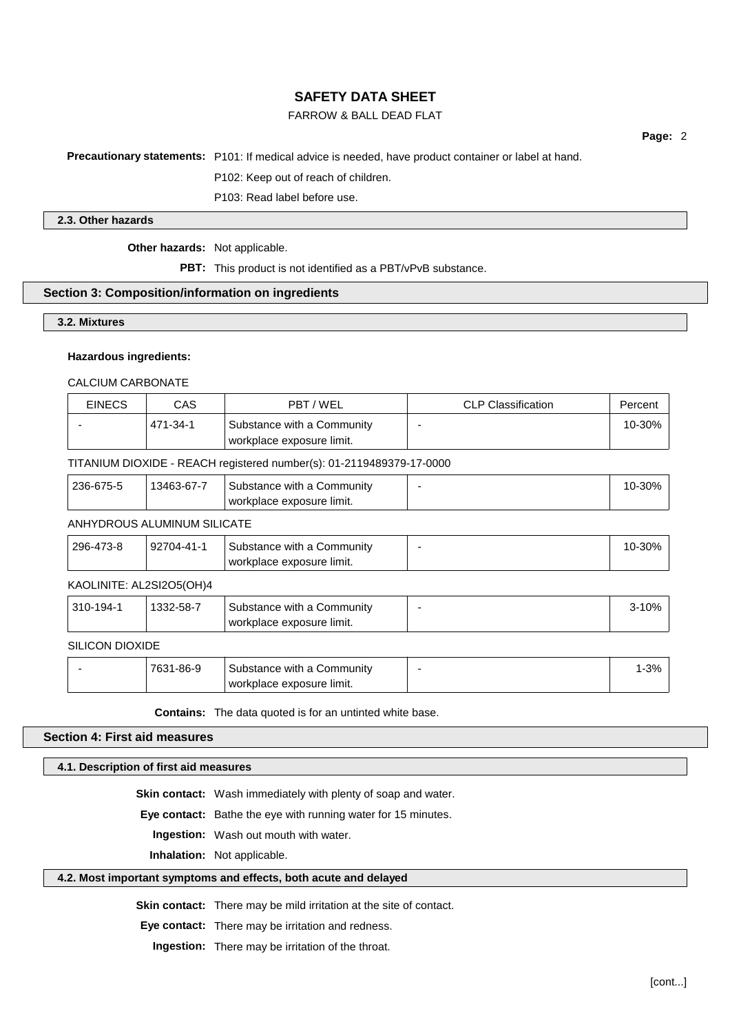**Precautionary statements:** P101: If medical advice is needed, have product container or label at hand.

P102: Keep out of reach of children.

P103: Read label before use.

### 2.3. Other hazards

**Other hazards:** Not applicable.

**PBT:** This product is not identified as a PBT/vPvB substance.

## Section 3: Composition/information on ingredients

### 3.2. Mixtures

**Hazardous ingredients:**

CALCIUM CARBONATE

| EINECS | CAS | PBT / WEL | CLP Classification | Percent |
|---|---|---|---|---|
| - | 471-34-1 | Substance with a Community workplace exposure limit. | - | 10-30% |

TITANIUM DIOXIDE - REACH registered number(s): 01-2119489379-17-0000

| EINECS | CAS | PBT / WEL | CLP Classification | Percent |
|---|---|---|---|---|
| 236-675-5 | 13463-67-7 | Substance with a Community workplace exposure limit. | - | 10-30% |

ANHYDROUS ALUMINUM SILICATE

| EINECS | CAS | PBT / WEL | CLP Classification | Percent |
|---|---|---|---|---|
| 296-473-8 | 92704-41-1 | Substance with a Community workplace exposure limit. | - | 10-30% |

KAOLINITE: AL2SI2O5(OH)4

| EINECS | CAS | PBT / WEL | CLP Classification | Percent |
|---|---|---|---|---|
| 310-194-1 | 1332-58-7 | Substance with a Community workplace exposure limit. | - | 3-10% |

SILICON DIOXIDE

| EINECS | CAS | PBT / WEL | CLP Classification | Percent |
|---|---|---|---|---|
| - | 7631-86-9 | Substance with a Community workplace exposure limit. | - | 1-3% |

**Contains:** The data quoted is for an untinted white base.

## Section 4: First aid measures

### 4.1. Description of first aid measures

**Skin contact:** Wash immediately with plenty of soap and water.

**Eye contact:** Bathe the eye with running water for 15 minutes.

**Ingestion:** Wash out mouth with water.

**Inhalation:** Not applicable.

### 4.2. Most important symptoms and effects, both acute and delayed

**Skin contact:** There may be mild irritation at the site of contact.

**Eye contact:** There may be irritation and redness.

**Ingestion:** There may be irritation of the throat.

[cont...]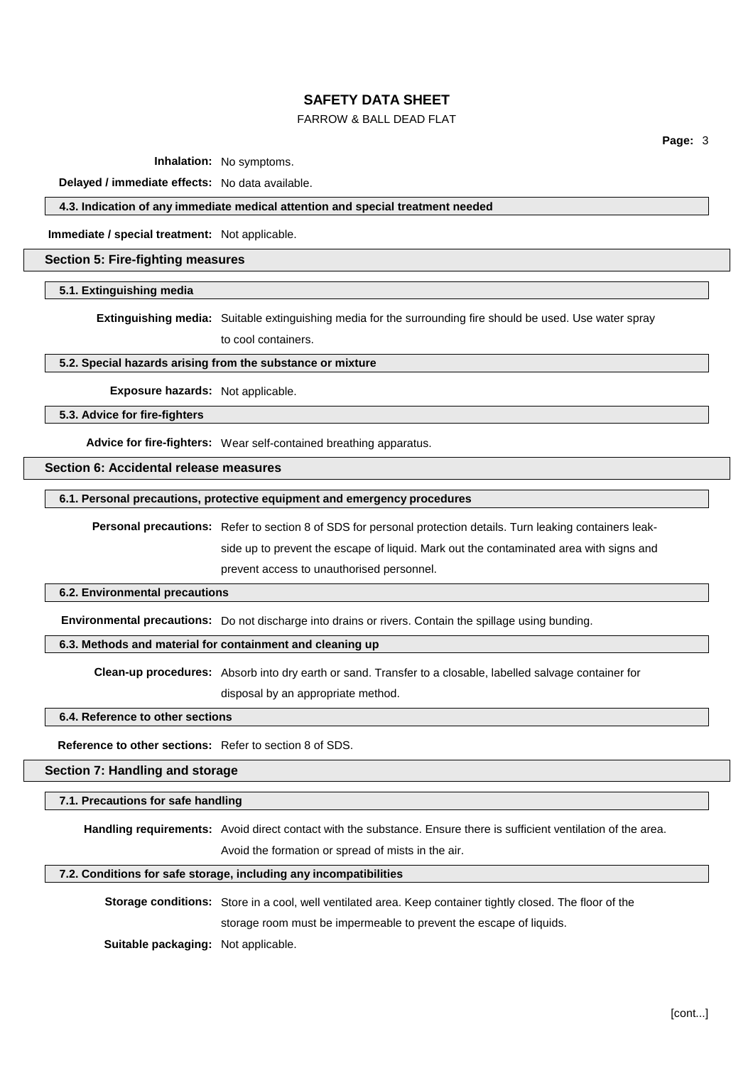**Inhalation:** No symptoms.

**Delayed / immediate effects:** No data available.

### 4.3. Indication of any immediate medical attention and special treatment needed

**Immediate / special treatment:** Not applicable.

## Section 5: Fire-fighting measures

### 5.1. Extinguishing media

**Extinguishing media:** Suitable extinguishing media for the surrounding fire should be used. Use water spray to cool containers.

### 5.2. Special hazards arising from the substance or mixture

**Exposure hazards:** Not applicable.

### 5.3. Advice for fire-fighters

**Advice for fire-fighters:** Wear self-contained breathing apparatus.

## Section 6: Accidental release measures

### 6.1. Personal precautions, protective equipment and emergency procedures

**Personal precautions:** Refer to section 8 of SDS for personal protection details. Turn leaking containers leak-side up to prevent the escape of liquid. Mark out the contaminated area with signs and prevent access to unauthorised personnel.

### 6.2. Environmental precautions

**Environmental precautions:** Do not discharge into drains or rivers. Contain the spillage using bunding.

### 6.3. Methods and material for containment and cleaning up

**Clean-up procedures:** Absorb into dry earth or sand. Transfer to a closable, labelled salvage container for disposal by an appropriate method.

### 6.4. Reference to other sections

**Reference to other sections:** Refer to section 8 of SDS.

## Section 7: Handling and storage

### 7.1. Precautions for safe handling

**Handling requirements:** Avoid direct contact with the substance. Ensure there is sufficient ventilation of the area. Avoid the formation or spread of mists in the air.

### 7.2. Conditions for safe storage, including any incompatibilities

**Storage conditions:** Store in a cool, well ventilated area. Keep container tightly closed. The floor of the storage room must be impermeable to prevent the escape of liquids.

**Suitable packaging:** Not applicable.

[cont...]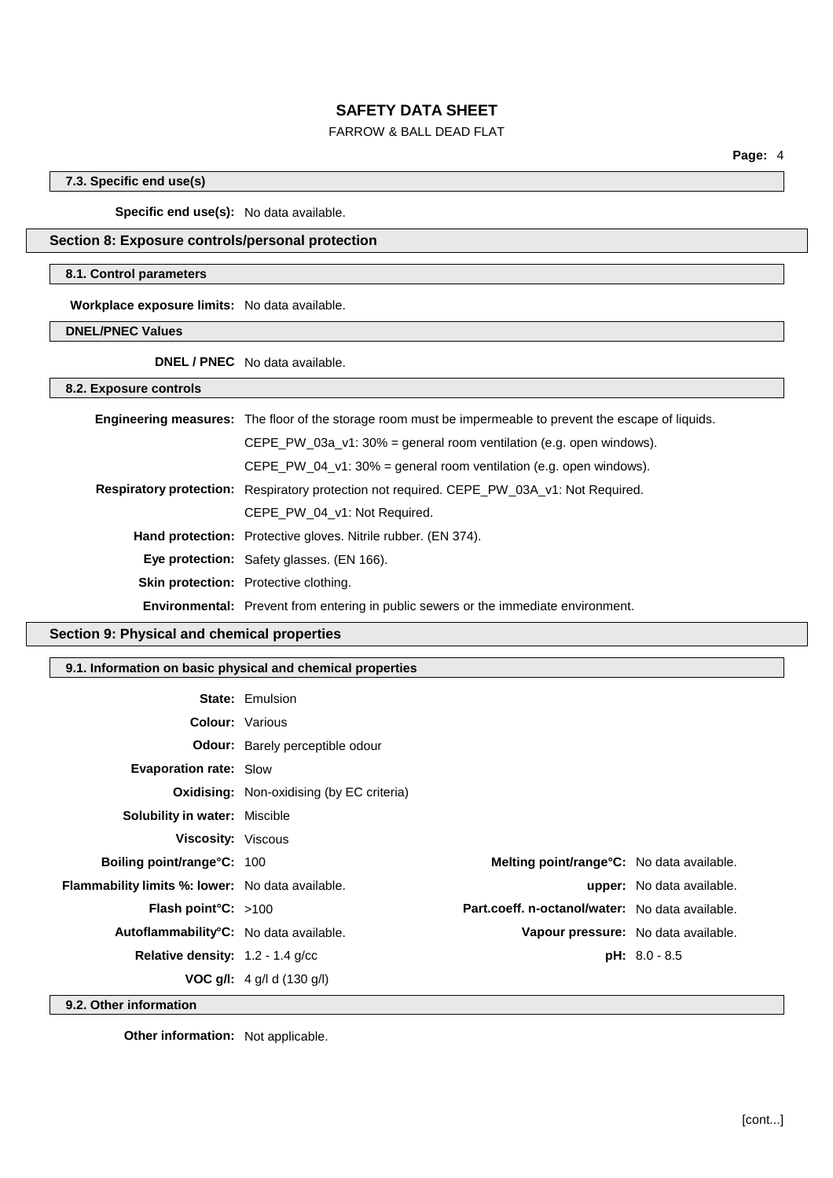#### 7.3. Specific end use(s)

**Specific end use(s):** No data available.

## Section 8: Exposure controls/personal protection

#### 8.1. Control parameters

**Workplace exposure limits:** No data available.

#### DNEL/PNEC Values

**DNEL / PNEC** No data available.

#### 8.2. Exposure controls

**Engineering measures:** The floor of the storage room must be impermeable to prevent the escape of liquids.

CEPE_PW_03a_v1: 30% = general room ventilation (e.g. open windows).

CEPE_PW_04_v1: 30% = general room ventilation (e.g. open windows).

**Respiratory protection:** Respiratory protection not required. CEPE_PW_03A_v1: Not Required.

CEPE_PW_04_v1: Not Required.

**Hand protection:** Protective gloves. Nitrile rubber. (EN 374).

**Eye protection:** Safety glasses. (EN 166).

**Skin protection:** Protective clothing.

**Environmental:** Prevent from entering in public sewers or the immediate environment.

## Section 9: Physical and chemical properties

#### 9.1. Information on basic physical and chemical properties

**State:** Emulsion

**Colour:** Various

**Odour:** Barely perceptible odour

**Evaporation rate:** Slow

**Oxidising:** Non-oxidising (by EC criteria)

**Solubility in water:** Miscible

**Viscosity:** Viscous

| | | | |
|---|---|---|---|
| **Boiling point/range°C:** | 100 | **Melting point/range°C:** | No data available. |
| **Flammability limits %: lower:** | No data available. | **upper:** | No data available. |
| **Flash point°C:** | >100 | **Part.coeff. n-octanol/water:** | No data available. |
| **Autoflammability°C:** | No data available. | **Vapour pressure:** | No data available. |
| **Relative density:** | 1.2 - 1.4 g/cc | **pH:** | 8.0 - 8.5 |
| **VOC g/l:** | 4 g/l d (130 g/l) | | |

#### 9.2. Other information

**Other information:** Not applicable.

[cont...]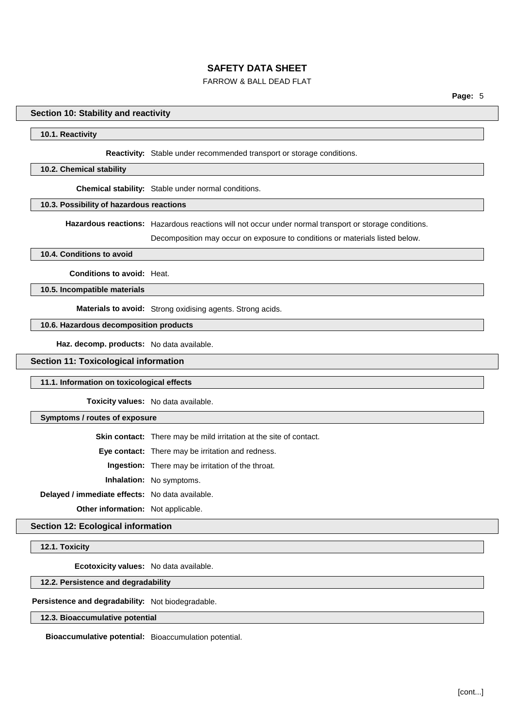## Section 10: Stability and reactivity

### 10.1. Reactivity

**Reactivity:** Stable under recommended transport or storage conditions.

### 10.2. Chemical stability

**Chemical stability:** Stable under normal conditions.

### 10.3. Possibility of hazardous reactions

**Hazardous reactions:** Hazardous reactions will not occur under normal transport or storage conditions.

Decomposition may occur on exposure to conditions or materials listed below.

### 10.4. Conditions to avoid

**Conditions to avoid:** Heat.

### 10.5. Incompatible materials

**Materials to avoid:** Strong oxidising agents. Strong acids.

### 10.6. Hazardous decomposition products

**Haz. decomp. products:** No data available.

## Section 11: Toxicological information

### 11.1. Information on toxicological effects

**Toxicity values:** No data available.

### Symptoms / routes of exposure

**Skin contact:** There may be mild irritation at the site of contact.

**Eye contact:** There may be irritation and redness.

**Ingestion:** There may be irritation of the throat.

**Inhalation:** No symptoms.

**Delayed / immediate effects:** No data available.

**Other information:** Not applicable.

## Section 12: Ecological information

### 12.1. Toxicity

**Ecotoxicity values:** No data available.

### 12.2. Persistence and degradability

**Persistence and degradability:** Not biodegradable.

### 12.3. Bioaccumulative potential

**Bioaccumulative potential:** Bioaccumulation potential.

[cont...]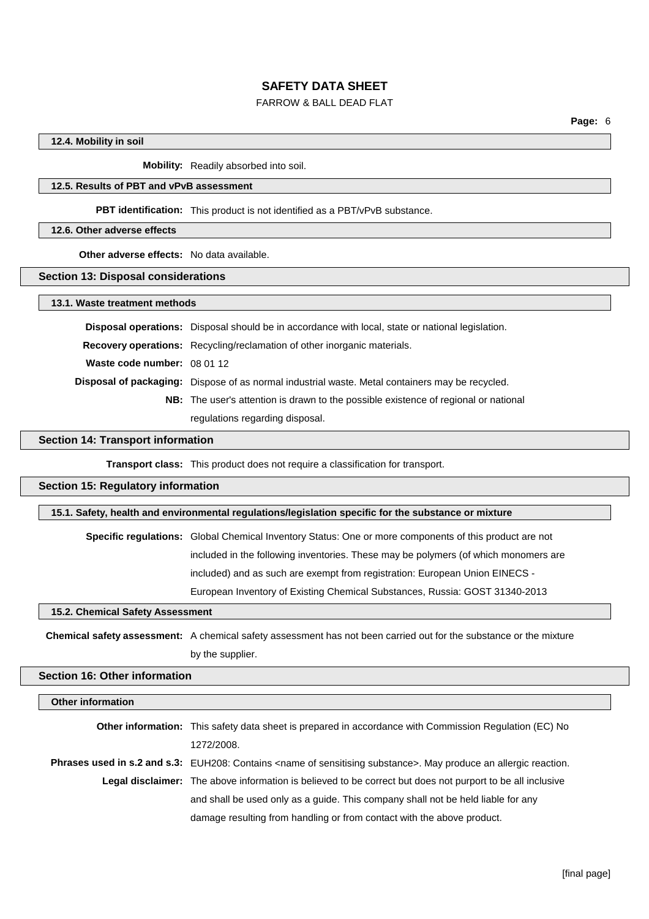### 12.4. Mobility in soil

**Mobility:** Readily absorbed into soil.

### 12.5. Results of PBT and vPvB assessment

**PBT identification:** This product is not identified as a PBT/vPvB substance.

### 12.6. Other adverse effects

**Other adverse effects:** No data available.

## Section 13: Disposal considerations

### 13.1. Waste treatment methods

**Disposal operations:** Disposal should be in accordance with local, state or national legislation.

**Recovery operations:** Recycling/reclamation of other inorganic materials.

**Waste code number:** 08 01 12

**Disposal of packaging:** Dispose of as normal industrial waste. Metal containers may be recycled.

**NB:** The user's attention is drawn to the possible existence of regional or national regulations regarding disposal.

## Section 14: Transport information

**Transport class:** This product does not require a classification for transport.

## Section 15: Regulatory information

### 15.1. Safety, health and environmental regulations/legislation specific for the substance or mixture

**Specific regulations:** Global Chemical Inventory Status: One or more components of this product are not included in the following inventories. These may be polymers (of which monomers are included) and as such are exempt from registration: European Union EINECS - European Inventory of Existing Chemical Substances, Russia: GOST 31340-2013

### 15.2. Chemical Safety Assessment

**Chemical safety assessment:** A chemical safety assessment has not been carried out for the substance or the mixture by the supplier.

## Section 16: Other information

### Other information

**Other information:** This safety data sheet is prepared in accordance with Commission Regulation (EC) No 1272/2008.

**Phrases used in s.2 and s.3:** EUH208: Contains <name of sensitising substance>. May produce an allergic reaction.

**Legal disclaimer:** The above information is believed to be correct but does not purport to be all inclusive and shall be used only as a guide. This company shall not be held liable for any damage resulting from handling or from contact with the above product.

[final page]